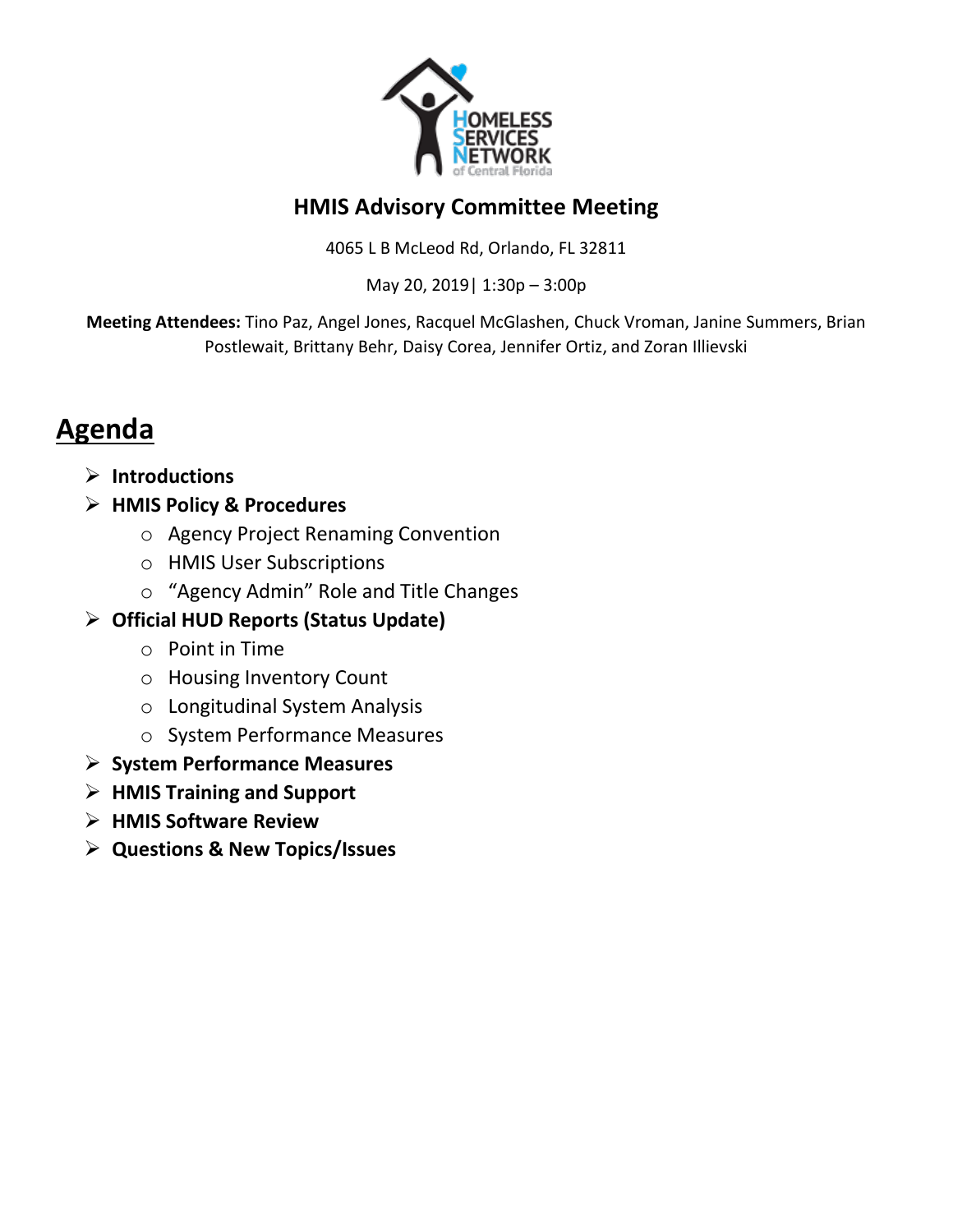# HMIS Advisory Committee Meeting

4065 L B McLeod Rd, Orlando, FL 32811

May 20, 2019| 1:30p – 3:00p

**Meeting Attendees:** Tino Paz, Angel Jones, Racquel McGlashen, Chuck Vroman, Janine Summers, Brian Postlewait, Brittany Behr, Daisy Corea, Jennifer Ortiz, and Zoran Illievski

## Agenda

- **Introductions**
- **HMIS Policy & Procedures**
  - Agency Project Renaming Convention
  - HMIS User Subscriptions
  - “Agency Admin” Role and Title Changes
- **Official HUD Reports (Status Update)**
  - Point in Time
  - Housing Inventory Count
  - Longitudinal System Analysis
  - System Performance Measures
- **System Performance Measures**
- **HMIS Training and Support**
- **HMIS Software Review**
- **Questions & New Topics/Issues**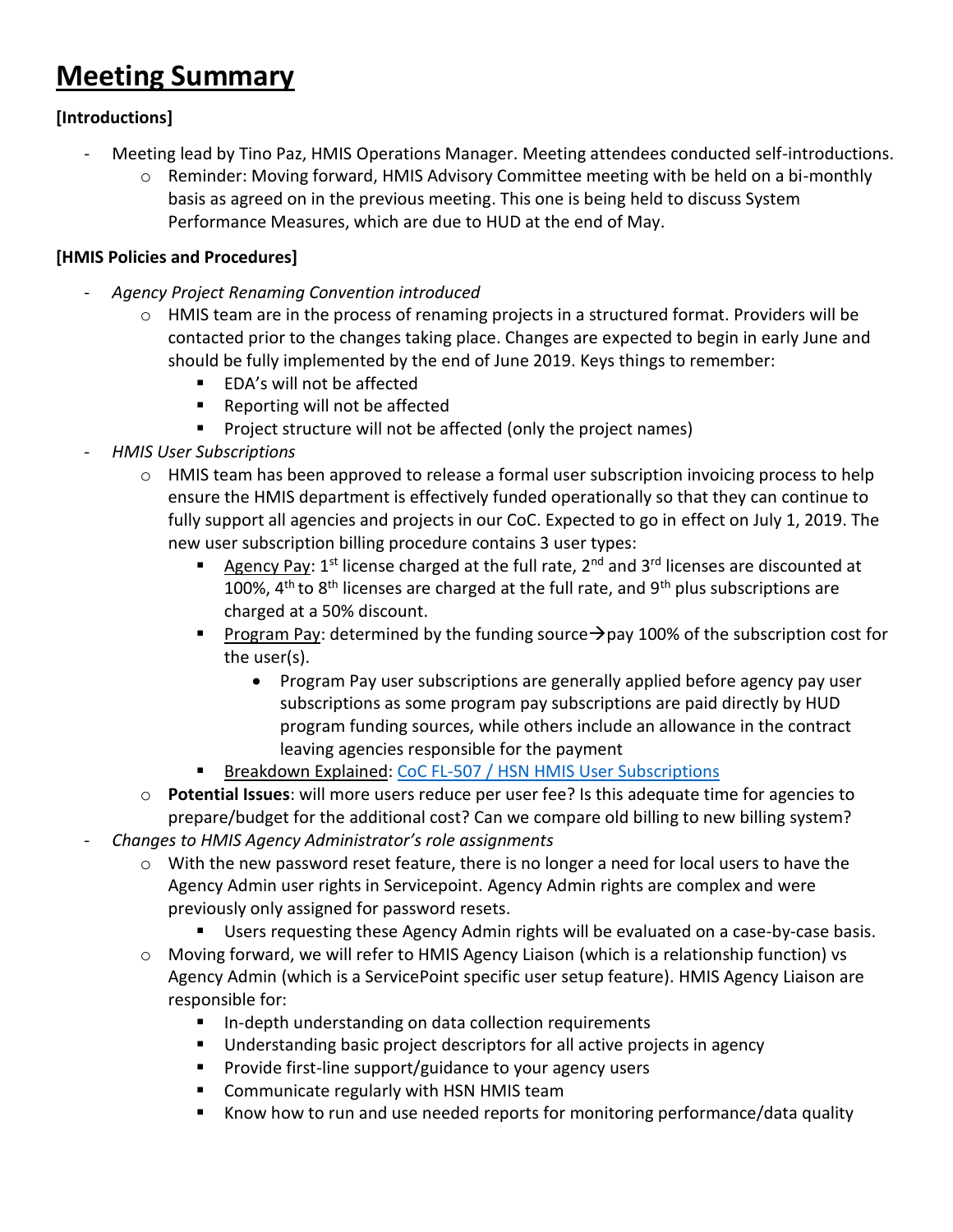# Meeting Summary

**[Introductions]**

- Meeting lead by Tino Paz, HMIS Operations Manager. Meeting attendees conducted self-introductions.
  - Reminder: Moving forward, HMIS Advisory Committee meeting with be held on a bi-monthly basis as agreed on in the previous meeting. This one is being held to discuss System Performance Measures, which are due to HUD at the end of May.

**[HMIS Policies and Procedures]**

- *Agency Project Renaming Convention introduced*
  - HMIS team are in the process of renaming projects in a structured format. Providers will be contacted prior to the changes taking place. Changes are expected to begin in early June and should be fully implemented by the end of June 2019. Keys things to remember:
    - EDA's will not be affected
    - Reporting will not be affected
    - Project structure will not be affected (only the project names)
- *HMIS User Subscriptions*
  - HMIS team has been approved to release a formal user subscription invoicing process to help ensure the HMIS department is effectively funded operationally so that they can continue to fully support all agencies and projects in our CoC. Expected to go in effect on July 1, 2019. The new user subscription billing procedure contains 3 user types:
    - Agency Pay: 1st license charged at the full rate, 2nd and 3rd licenses are discounted at 100%, 4th to 8th licenses are charged at the full rate, and 9th plus subscriptions are charged at a 50% discount.
    - Program Pay: determined by the funding source→pay 100% of the subscription cost for the user(s).
      - Program Pay user subscriptions are generally applied before agency pay user subscriptions as some program pay subscriptions are paid directly by HUD program funding sources, while others include an allowance in the contract leaving agencies responsible for the payment
    - Breakdown Explained: CoC FL-507 / HSN HMIS User Subscriptions
  - **Potential Issues**: will more users reduce per user fee? Is this adequate time for agencies to prepare/budget for the additional cost? Can we compare old billing to new billing system?
- *Changes to HMIS Agency Administrator's role assignments*
  - With the new password reset feature, there is no longer a need for local users to have the Agency Admin user rights in Servicepoint. Agency Admin rights are complex and were previously only assigned for password resets.
    - Users requesting these Agency Admin rights will be evaluated on a case-by-case basis.
  - Moving forward, we will refer to HMIS Agency Liaison (which is a relationship function) vs Agency Admin (which is a ServicePoint specific user setup feature). HMIS Agency Liaison are responsible for:
    - In-depth understanding on data collection requirements
    - Understanding basic project descriptors for all active projects in agency
    - Provide first-line support/guidance to your agency users
    - Communicate regularly with HSN HMIS team
    - Know how to run and use needed reports for monitoring performance/data quality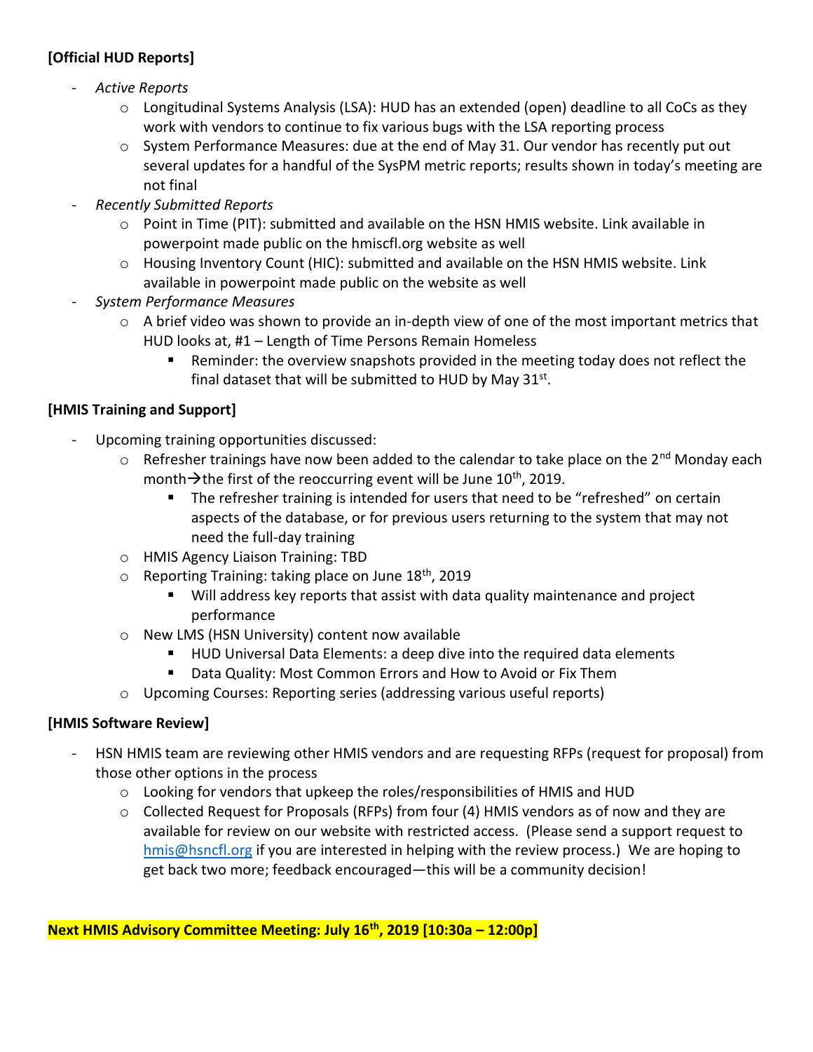**[Official HUD Reports]**

- *Active Reports*
  - Longitudinal Systems Analysis (LSA): HUD has an extended (open) deadline to all CoCs as they work with vendors to continue to fix various bugs with the LSA reporting process
  - System Performance Measures: due at the end of May 31. Our vendor has recently put out several updates for a handful of the SysPM metric reports; results shown in today's meeting are not final
- *Recently Submitted Reports*
  - Point in Time (PIT): submitted and available on the HSN HMIS website. Link available in powerpoint made public on the hmiscfl.org website as well
  - Housing Inventory Count (HIC): submitted and available on the HSN HMIS website. Link available in powerpoint made public on the website as well
- *System Performance Measures*
  - A brief video was shown to provide an in-depth view of one of the most important metrics that HUD looks at, #1 – Length of Time Persons Remain Homeless
    - Reminder: the overview snapshots provided in the meeting today does not reflect the final dataset that will be submitted to HUD by May 31st.

**[HMIS Training and Support]**

- Upcoming training opportunities discussed:
  - Refresher trainings have now been added to the calendar to take place on the 2nd Monday each month→the first of the reoccurring event will be June 10th, 2019.
    - The refresher training is intended for users that need to be "refreshed" on certain aspects of the database, or for previous users returning to the system that may not need the full-day training
  - HMIS Agency Liaison Training: TBD
  - Reporting Training: taking place on June 18th, 2019
    - Will address key reports that assist with data quality maintenance and project performance
  - New LMS (HSN University) content now available
    - HUD Universal Data Elements: a deep dive into the required data elements
    - Data Quality: Most Common Errors and How to Avoid or Fix Them
  - Upcoming Courses: Reporting series (addressing various useful reports)

**[HMIS Software Review]**

- HSN HMIS team are reviewing other HMIS vendors and are requesting RFPs (request for proposal) from those other options in the process
  - Looking for vendors that upkeep the roles/responsibilities of HMIS and HUD
  - Collected Request for Proposals (RFPs) from four (4) HMIS vendors as of now and they are available for review on our website with restricted access. (Please send a support request to hmis@hsncfl.org if you are interested in helping with the review process.) We are hoping to get back two more; feedback encouraged—this will be a community decision!

**Next HMIS Advisory Committee Meeting: July 16th, 2019 [10:30a – 12:00p]**